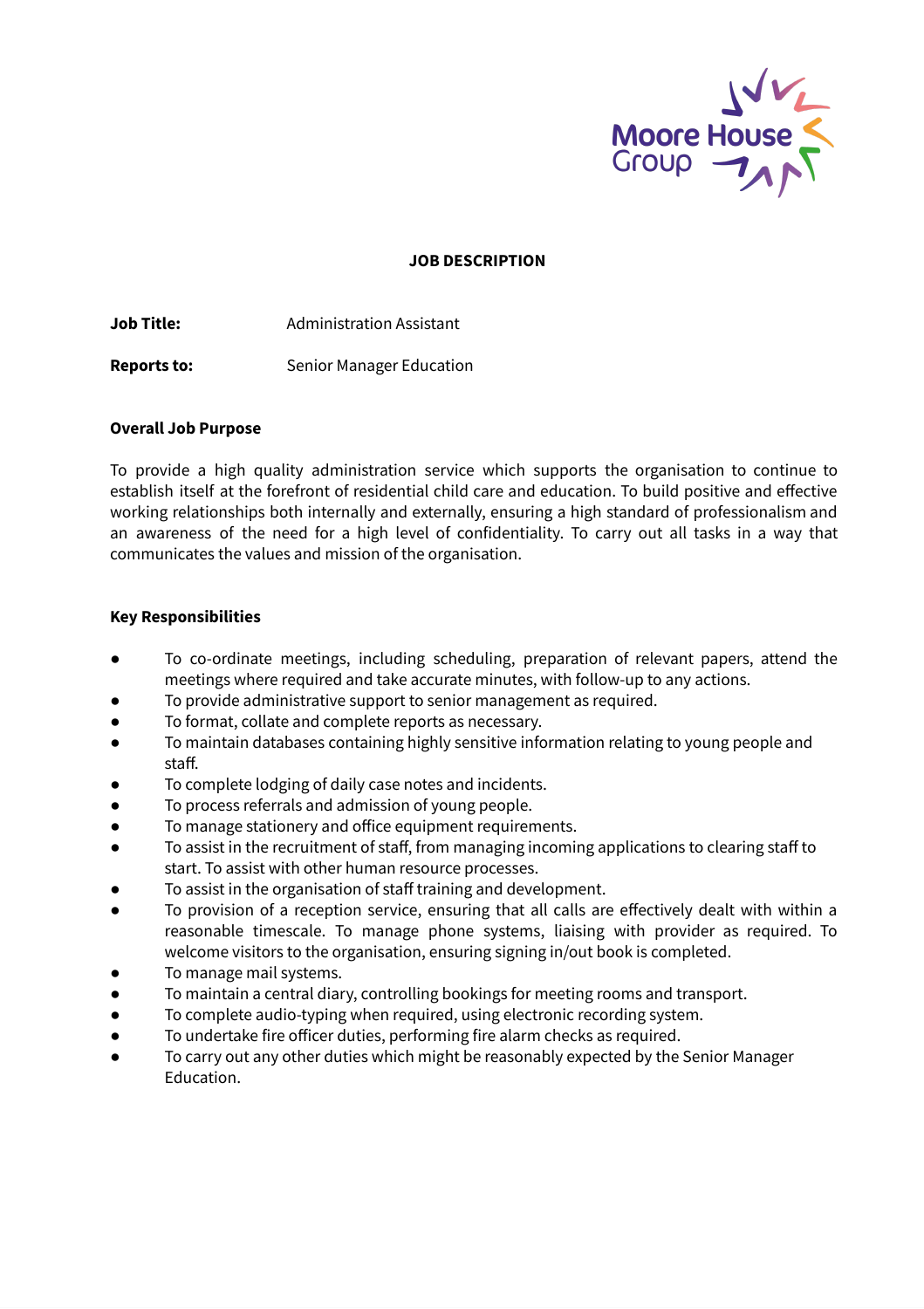Moore House Group

# JOB DESCRIPTION

**Job Title:** Administration Assistant

**Reports to:** Senior Manager Education

**Overall Job Purpose**

To provide a high quality administration service which supports the organisation to continue to establish itself at the forefront of residential child care and education. To build positive and effective working relationships both internally and externally, ensuring a high standard of professionalism and an awareness of the need for a high level of confidentiality. To carry out all tasks in a way that communicates the values and mission of the organisation.

**Key Responsibilities**

- To co-ordinate meetings, including scheduling, preparation of relevant papers, attend the meetings where required and take accurate minutes, with follow-up to any actions.
- To provide administrative support to senior management as required.
- To format, collate and complete reports as necessary.
- To maintain databases containing highly sensitive information relating to young people and staff.
- To complete lodging of daily case notes and incidents.
- To process referrals and admission of young people.
- To manage stationery and office equipment requirements.
- To assist in the recruitment of staff, from managing incoming applications to clearing staff to start. To assist with other human resource processes.
- To assist in the organisation of staff training and development.
- To provision of a reception service, ensuring that all calls are effectively dealt with within a reasonable timescale. To manage phone systems, liaising with provider as required. To welcome visitors to the organisation, ensuring signing in/out book is completed.
- To manage mail systems.
- To maintain a central diary, controlling bookings for meeting rooms and transport.
- To complete audio-typing when required, using electronic recording system.
- To undertake fire officer duties, performing fire alarm checks as required.
- To carry out any other duties which might be reasonably expected by the Senior Manager Education.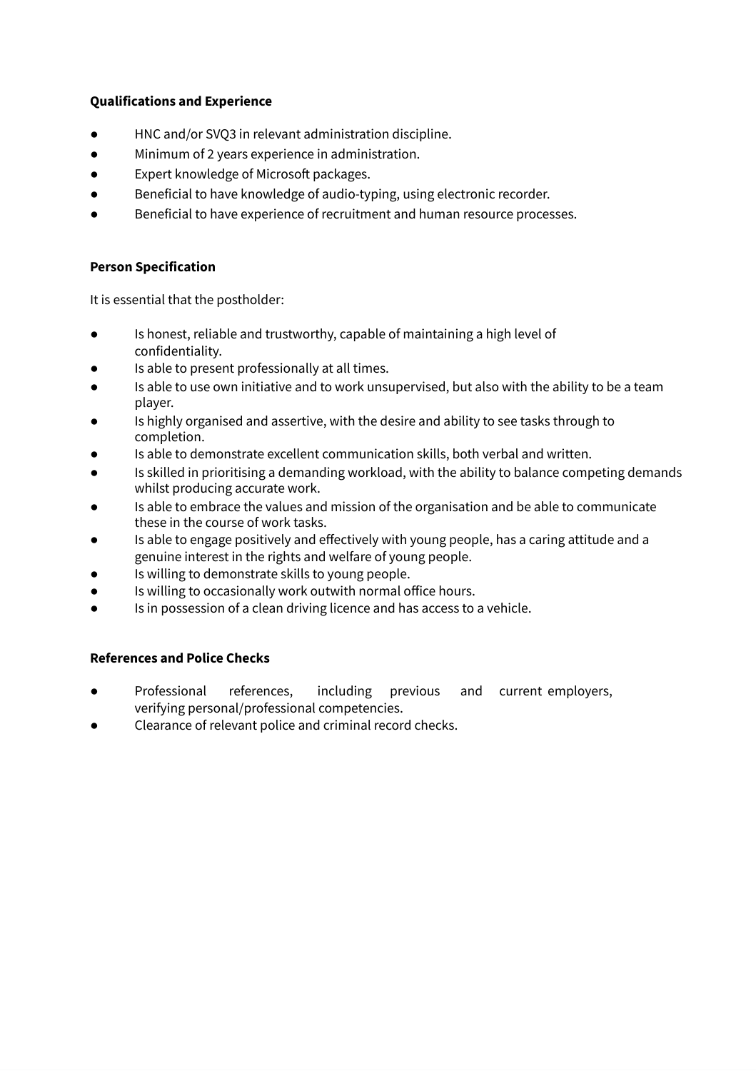**Qualifications and Experience**

- HNC and/or SVQ3 in relevant administration discipline.
- Minimum of 2 years experience in administration.
- Expert knowledge of Microsoft packages.
- Beneficial to have knowledge of audio-typing, using electronic recorder.
- Beneficial to have experience of recruitment and human resource processes.

**Person Specification**

It is essential that the postholder:

- Is honest, reliable and trustworthy, capable of maintaining a high level of confidentiality.
- Is able to present professionally at all times.
- Is able to use own initiative and to work unsupervised, but also with the ability to be a team player.
- Is highly organised and assertive, with the desire and ability to see tasks through to completion.
- Is able to demonstrate excellent communication skills, both verbal and written.
- Is skilled in prioritising a demanding workload, with the ability to balance competing demands whilst producing accurate work.
- Is able to embrace the values and mission of the organisation and be able to communicate these in the course of work tasks.
- Is able to engage positively and effectively with young people, has a caring attitude and a genuine interest in the rights and welfare of young people.
- Is willing to demonstrate skills to young people.
- Is willing to occasionally work outwith normal office hours.
- Is in possession of a clean driving licence and has access to a vehicle.

**References and Police Checks**

- Professional references, including previous and current employers, verifying personal/professional competencies.
- Clearance of relevant police and criminal record checks.